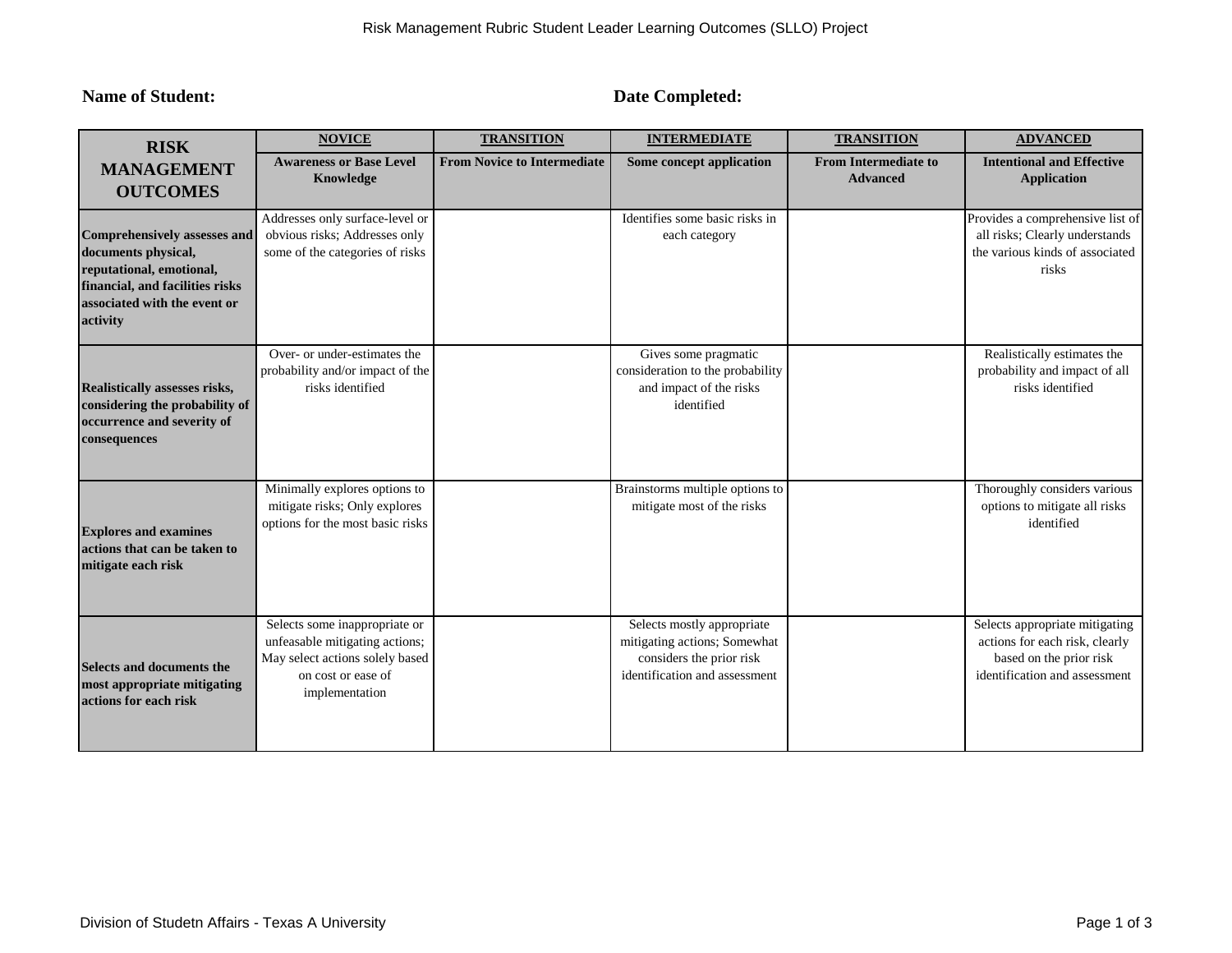**Name of Student:** 

**Date Completed:**

| RISK MANAGEMENT OUTCOMES | NOVICE | TRANSITION | INTERMEDIATE | TRANSITION | ADVANCED |
|---|---|---|---|---|---|
| | **Awareness or Base Level Knowledge** | **From Novice to Intermediate** | **Some concept application** | **From Intermediate to Advanced** | **Intentional and Effective Application** |
| **Comprehensively assesses and documents physical, reputational, emotional, financial, and facilities risks associated with the event or activity** | Addresses only surface-level or obvious risks; Addresses only some of the categories of risks | | Identifies some basic risks in each category | | Provides a comprehensive list of all risks; Clearly understands the various kinds of associated risks |
| **Realistically assesses risks, considering the probability of occurrence and severity of consequences** | Over- or under-estimates the probability and/or impact of the risks identified | | Gives some pragmatic consideration to the probability and impact of the risks identified | | Realistically estimates the probability and impact of all risks identified |
| **Explores and examines actions that can be taken to mitigate each risk** | Minimally explores options to mitigate risks; Only explores options for the most basic risks | | Brainstorms multiple options to mitigate most of the risks | | Thoroughly considers various options to mitigate all risks identified |
| **Selects and documents the most appropriate mitigating actions for each risk** | Selects some inappropriate or unfeasable mitigating actions; May select actions solely based on cost or ease of implementation | | Selects mostly appropriate mitigating actions; Somewhat considers the prior risk identification and assessment | | Selects appropriate mitigating actions for each risk, clearly based on the prior risk identification and assessment |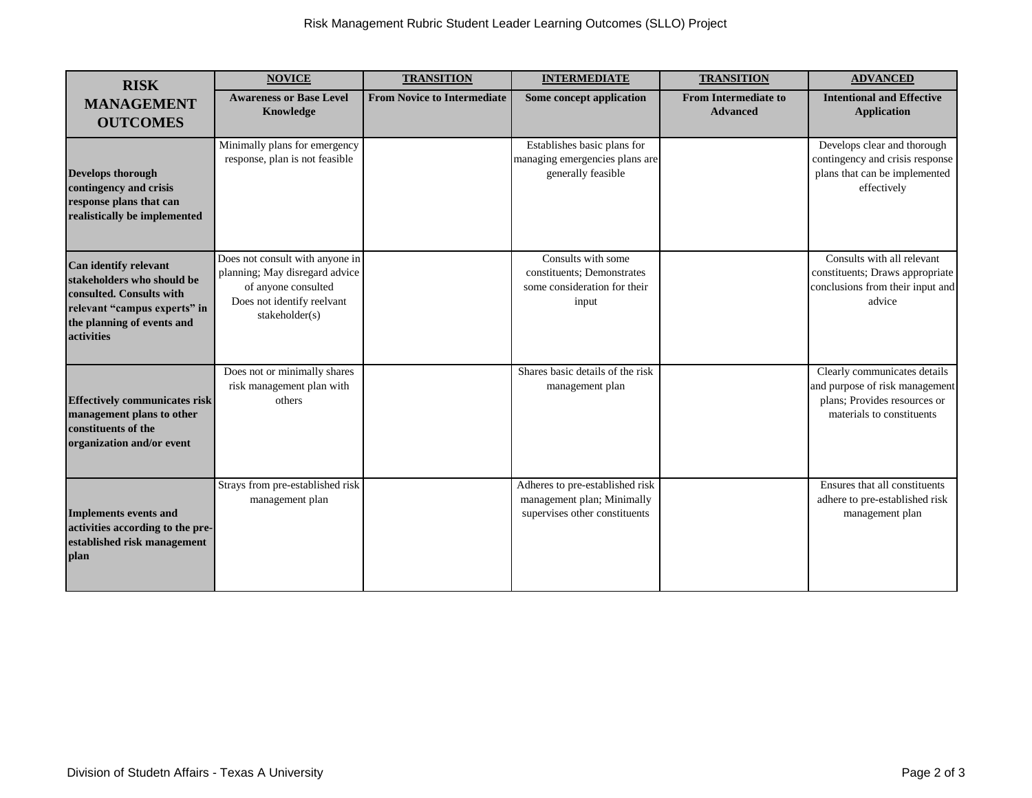| RISK MANAGEMENT OUTCOMES | NOVICE | TRANSITION | INTERMEDIATE | TRANSITION | ADVANCED |
|---|---|---|---|---|---|
| | **Awareness or Base Level Knowledge** | **From Novice to Intermediate** | **Some concept application** | **From Intermediate to Advanced** | **Intentional and Effective Application** |
| **Develops thorough contingency and crisis response plans that can realistically be implemented** | Minimally plans for emergency response, plan is not feasible | | Establishes basic plans for managing emergencies plans are generally feasible | | Develops clear and thorough contingency and crisis response plans that can be implemented effectively |
| **Can identify relevant stakeholders who should be consulted. Consults with relevant "campus experts" in the planning of events and activities** | Does not consult with anyone in planning; May disregard advice of anyone consulted<br>Does not identify reelvant stakeholder(s) | | Consults with some constituents; Demonstrates some consideration for their input | | Consults with all relevant constituents; Draws appropriate conclusions from their input and advice |
| **Effectively communicates risk management plans to other constituents of the organization and/or event** | Does not or minimally shares risk management plan with others | | Shares basic details of the risk management plan | | Clearly communicates details and purpose of risk management plans; Provides resources or materials to constituents |
| **Implements events and activities according to the pre-established risk management plan** | Strays from pre-established risk management plan | | Adheres to pre-established risk management plan; Minimally supervises other constituents | | Ensures that all constituents adhere to pre-established risk management plan |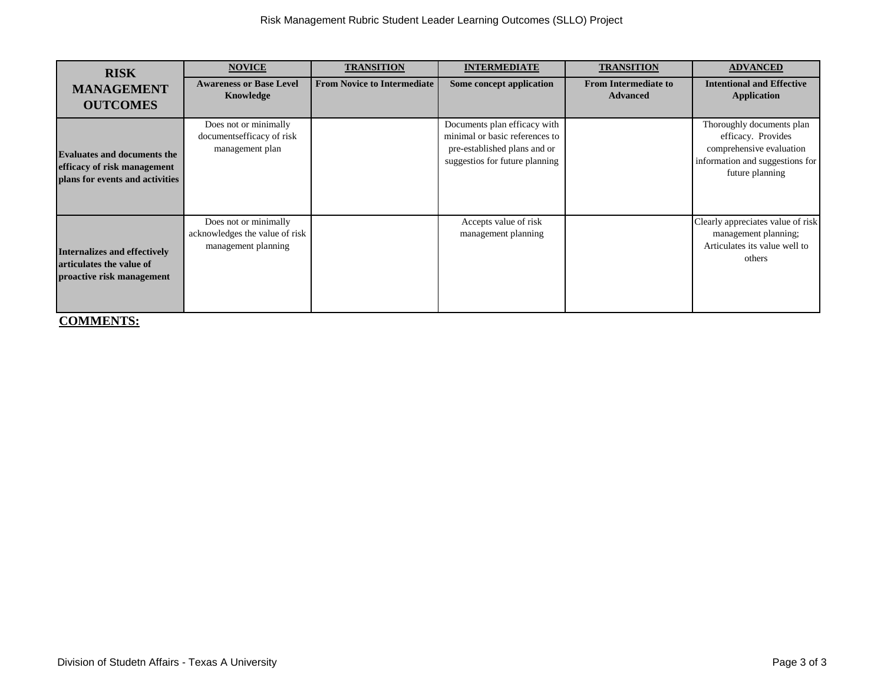| RISK MANAGEMENT OUTCOMES | NOVICE | TRANSITION | INTERMEDIATE | TRANSITION | ADVANCED |
|---|---|---|---|---|---|
| | **Awareness or Base Level Knowledge** | **From Novice to Intermediate** | **Some concept application** | **From Intermediate to Advanced** | **Intentional and Effective Application** |
| **Evaluates and documents the efficacy of risk management plans for events and activities** | Does not or minimally documentsefficacy of risk management plan | | Documents plan efficacy with minimal or basic references to pre-established plans and or suggestios for future planning | | Thoroughly documents plan efficacy. Provides comprehensive evaluation information and suggestions for future planning |
| **Internalizes and effectively articulates the value of proactive risk management** | Does not or minimally acknowledges the value of risk management planning | | Accepts value of risk management planning | | Clearly appreciates value of risk management planning; Articulates its value well to others |

**COMMENTS:**